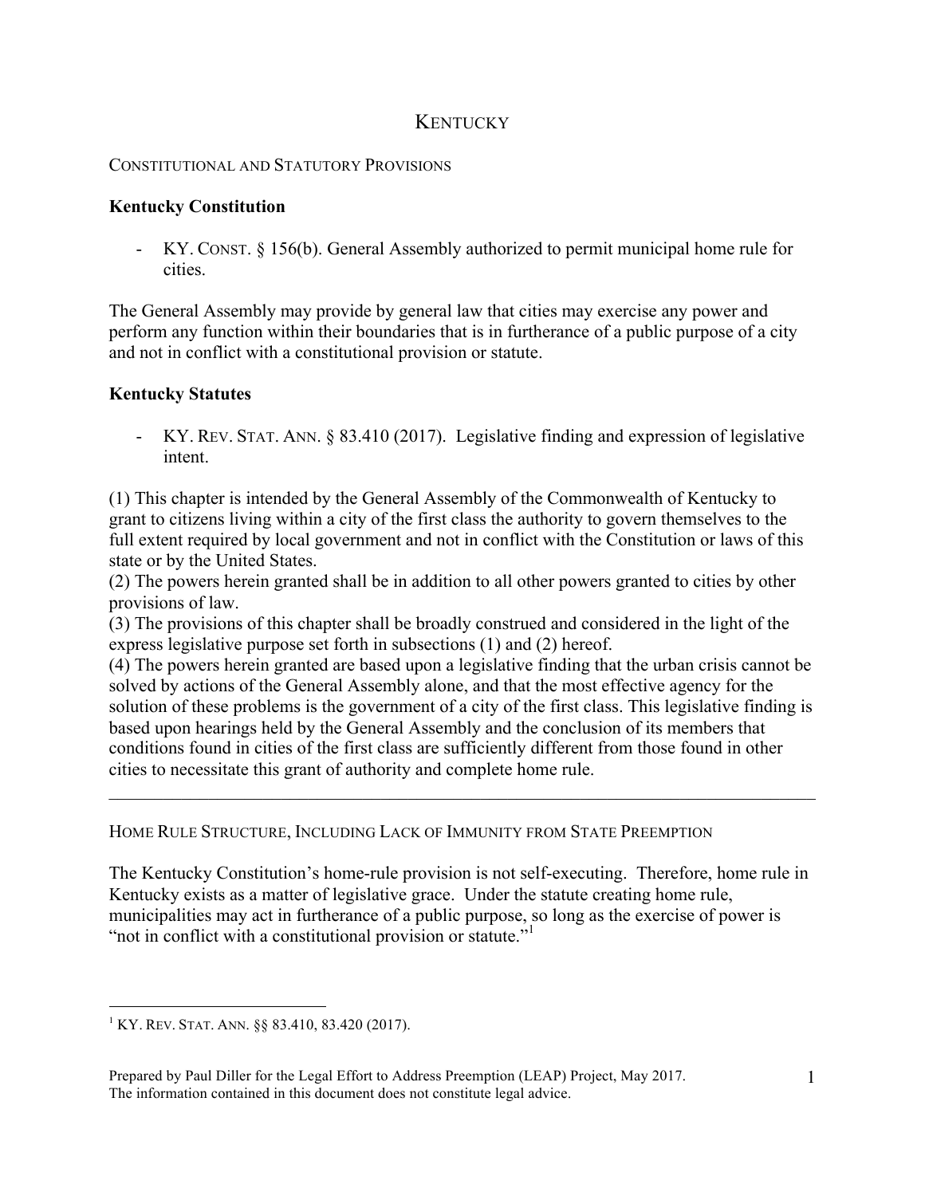# KENTUCKY

## CONSTITUTIONAL AND STATUTORY PROVISIONS

### Kentucky Constitution

- KY. CONST. § 156(b). General Assembly authorized to permit municipal home rule for cities.

The General Assembly may provide by general law that cities may exercise any power and perform any function within their boundaries that is in furtherance of a public purpose of a city and not in conflict with a constitutional provision or statute.

### Kentucky Statutes

- KY. REV. STAT. ANN. § 83.410 (2017). Legislative finding and expression of legislative intent.

(1) This chapter is intended by the General Assembly of the Commonwealth of Kentucky to grant to citizens living within a city of the first class the authority to govern themselves to the full extent required by local government and not in conflict with the Constitution or laws of this state or by the United States.
(2) The powers herein granted shall be in addition to all other powers granted to cities by other provisions of law.
(3) The provisions of this chapter shall be broadly construed and considered in the light of the express legislative purpose set forth in subsections (1) and (2) hereof.
(4) The powers herein granted are based upon a legislative finding that the urban crisis cannot be solved by actions of the General Assembly alone, and that the most effective agency for the solution of these problems is the government of a city of the first class. This legislative finding is based upon hearings held by the General Assembly and the conclusion of its members that conditions found in cities of the first class are sufficiently different from those found in other cities to necessitate this grant of authority and complete home rule.

---

## HOME RULE STRUCTURE, INCLUDING LACK OF IMMUNITY FROM STATE PREEMPTION

The Kentucky Constitution's home-rule provision is not self-executing. Therefore, home rule in Kentucky exists as a matter of legislative grace. Under the statute creating home rule, municipalities may act in furtherance of a public purpose, so long as the exercise of power is "not in conflict with a constitutional provision or statute."[1]

[1] KY. REV. STAT. ANN. §§ 83.410, 83.420 (2017).

Prepared by Paul Diller for the Legal Effort to Address Preemption (LEAP) Project, May 2017. The information contained in this document does not constitute legal advice.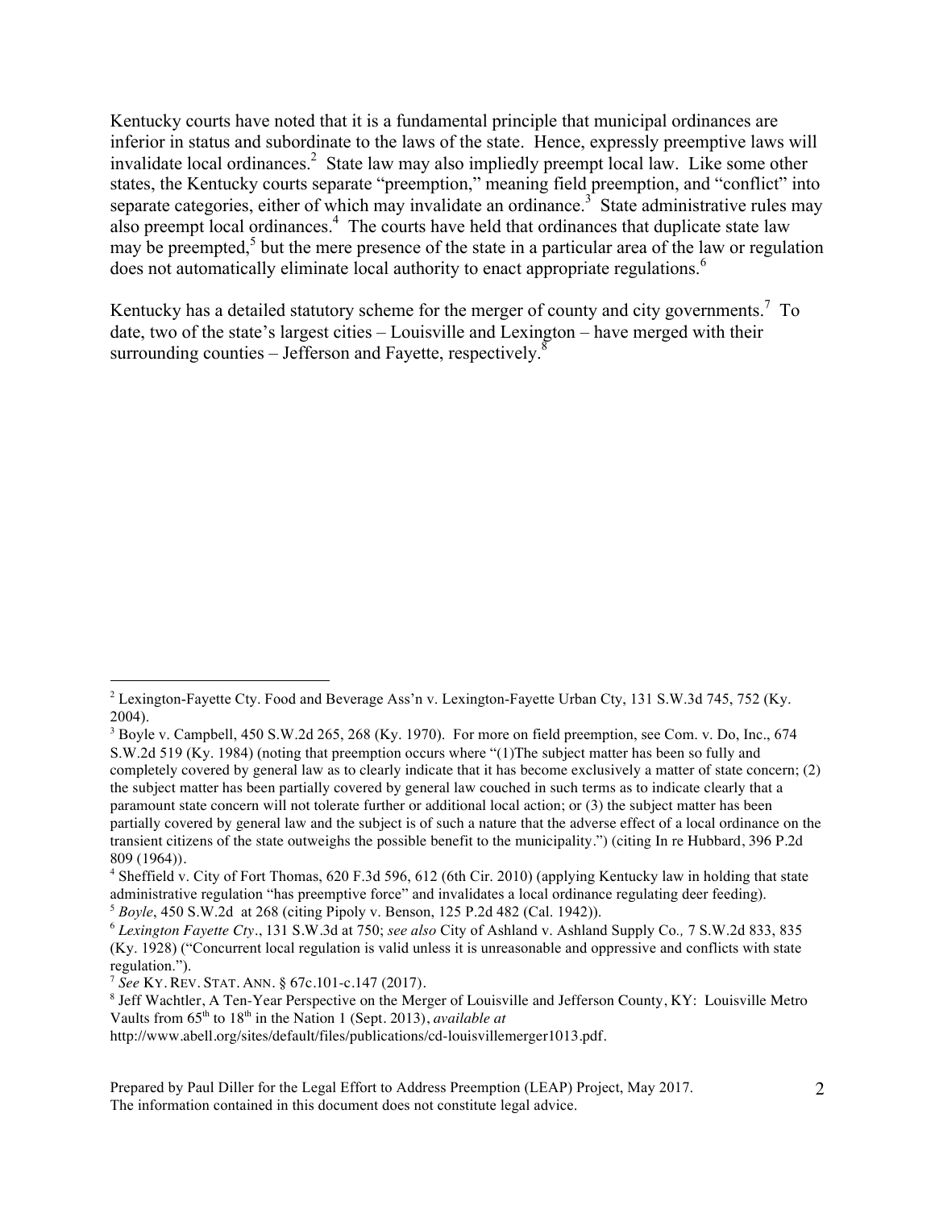Kentucky courts have noted that it is a fundamental principle that municipal ordinances are inferior in status and subordinate to the laws of the state. Hence, expressly preemptive laws will invalidate local ordinances.[2] State law may also impliedly preempt local law. Like some other states, the Kentucky courts separate "preemption," meaning field preemption, and "conflict" into separate categories, either of which may invalidate an ordinance.[3] State administrative rules may also preempt local ordinances.[4] The courts have held that ordinances that duplicate state law may be preempted,[5] but the mere presence of the state in a particular area of the law or regulation does not automatically eliminate local authority to enact appropriate regulations.[6]

Kentucky has a detailed statutory scheme for the merger of county and city governments.[7] To date, two of the state's largest cities – Louisville and Lexington – have merged with their surrounding counties – Jefferson and Fayette, respectively.[8]

---

[2] Lexington-Fayette Cty. Food and Beverage Ass'n v. Lexington-Fayette Urban Cty, 131 S.W.3d 745, 752 (Ky. 2004).

[3] Boyle v. Campbell, 450 S.W.2d 265, 268 (Ky. 1970). For more on field preemption, see Com. v. Do, Inc., 674 S.W.2d 519 (Ky. 1984) (noting that preemption occurs where "(1)The subject matter has been so fully and completely covered by general law as to clearly indicate that it has become exclusively a matter of state concern; (2) the subject matter has been partially covered by general law couched in such terms as to indicate clearly that a paramount state concern will not tolerate further or additional local action; or (3) the subject matter has been partially covered by general law and the subject is of such a nature that the adverse effect of a local ordinance on the transient citizens of the state outweighs the possible benefit to the municipality.") (citing In re Hubbard, 396 P.2d 809 (1964)).

[4] Sheffield v. City of Fort Thomas, 620 F.3d 596, 612 (6th Cir. 2010) (applying Kentucky law in holding that state administrative regulation "has preemptive force" and invalidates a local ordinance regulating deer feeding).

[5] *Boyle*, 450 S.W.2d at 268 (citing Pipoly v. Benson, 125 P.2d 482 (Cal. 1942)).

[6] *Lexington Fayette Cty*., 131 S.W.3d at 750; *see also* City of Ashland v. Ashland Supply Co., 7 S.W.2d 833, 835 (Ky. 1928) ("Concurrent local regulation is valid unless it is unreasonable and oppressive and conflicts with state regulation.").

[7] *See* KY. REV. STAT. ANN. § 67c.101-c.147 (2017).

[8] Jeff Wachtler, A Ten-Year Perspective on the Merger of Louisville and Jefferson County, KY: Louisville Metro Vaults from 65th to 18th in the Nation 1 (Sept. 2013), *available at* http://www.abell.org/sites/default/files/publications/cd-louisvillemerger1013.pdf.

Prepared by Paul Diller for the Legal Effort to Address Preemption (LEAP) Project, May 2017. The information contained in this document does not constitute legal advice.